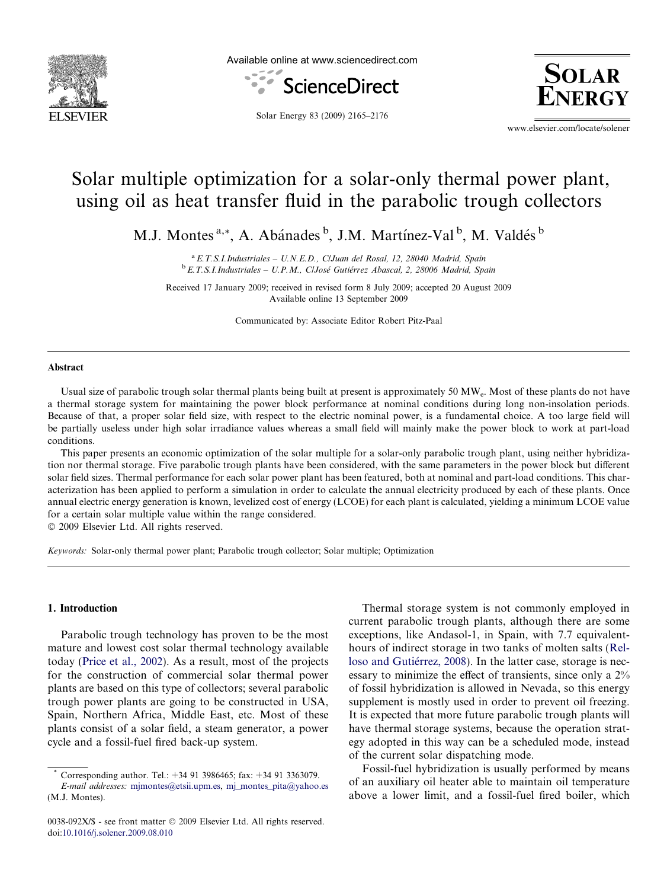# Solar multiple optimization for a solar-only thermal power plant, using oil as heat transfer fluid in the parabolic trough collectors

M.J. Montes [a,*], A. Abánades [b], J.M. Martínez-Val [b], M. Valdés [b]

[a] E.T.S.I.Industriales – U.N.E.D., C/Juan del Rosal, 12, 28040 Madrid, Spain
[b] E.T.S.I.Industriales – U.P.M., C/José Gutiérrez Abascal, 2, 28006 Madrid, Spain

Received 17 January 2009; received in revised form 8 July 2009; accepted 20 August 2009
Available online 13 September 2009

Communicated by: Associate Editor Robert Pitz-Paal

## Abstract

Usual size of parabolic trough solar thermal plants being built at present is approximately 50 $MW_e$. Most of these plants do not have a thermal storage system for maintaining the power block performance at nominal conditions during long non-insolation periods. Because of that, a proper solar field size, with respect to the electric nominal power, is a fundamental choice. A too large field will be partially useless under high solar irradiance values whereas a small field will mainly make the power block to work at part-load conditions.

This paper presents an economic optimization of the solar multiple for a solar-only parabolic trough plant, using neither hybridization nor thermal storage. Five parabolic trough plants have been considered, with the same parameters in the power block but different solar field sizes. Thermal performance for each solar power plant has been featured, both at nominal and part-load conditions. This characterization has been applied to perform a simulation in order to calculate the annual electricity produced by each of these plants. Once annual electric energy generation is known, levelized cost of energy (LCOE) for each plant is calculated, yielding a minimum LCOE value for a certain solar multiple value within the range considered.

© 2009 Elsevier Ltd. All rights reserved.

*Keywords:* Solar-only thermal power plant; Parabolic trough collector; Solar multiple; Optimization

## 1. Introduction

Parabolic trough technology has proven to be the most mature and lowest cost solar thermal technology available today (Price et al., 2002). As a result, most of the projects for the construction of commercial solar thermal power plants are based on this type of collectors; several parabolic trough power plants are going to be constructed in USA, Spain, Northern Africa, Middle East, etc. Most of these plants consist of a solar field, a steam generator, a power cycle and a fossil-fuel fired back-up system.

Thermal storage system is not commonly employed in current parabolic trough plants, although there are some exceptions, like Andasol-1, in Spain, with 7.7 equivalent-hours of indirect storage in two tanks of molten salts (Relloso and Gutiérrez, 2008). In the latter case, storage is necessary to minimize the effect of transients, since only a 2% of fossil hybridization is allowed in Nevada, so this energy supplement is mostly used in order to prevent oil freezing. It is expected that more future parabolic trough plants will have thermal storage systems, because the operation strategy adopted in this way can be a scheduled mode, instead of the current solar dispatching mode.

Fossil-fuel hybridization is usually performed by means of an auxiliary oil heater able to maintain oil temperature above a lower limit, and a fossil-fuel fired boiler, which

* Corresponding author. Tel.: +34 91 3986465; fax: +34 91 3363079.
*E-mail addresses:* mjmontes@etsii.upm.es, mj_montes_pita@yahoo.es (M.J. Montes).

0038-092X/$ - see front matter © 2009 Elsevier Ltd. All rights reserved.
doi:10.1016/j.solener.2009.08.010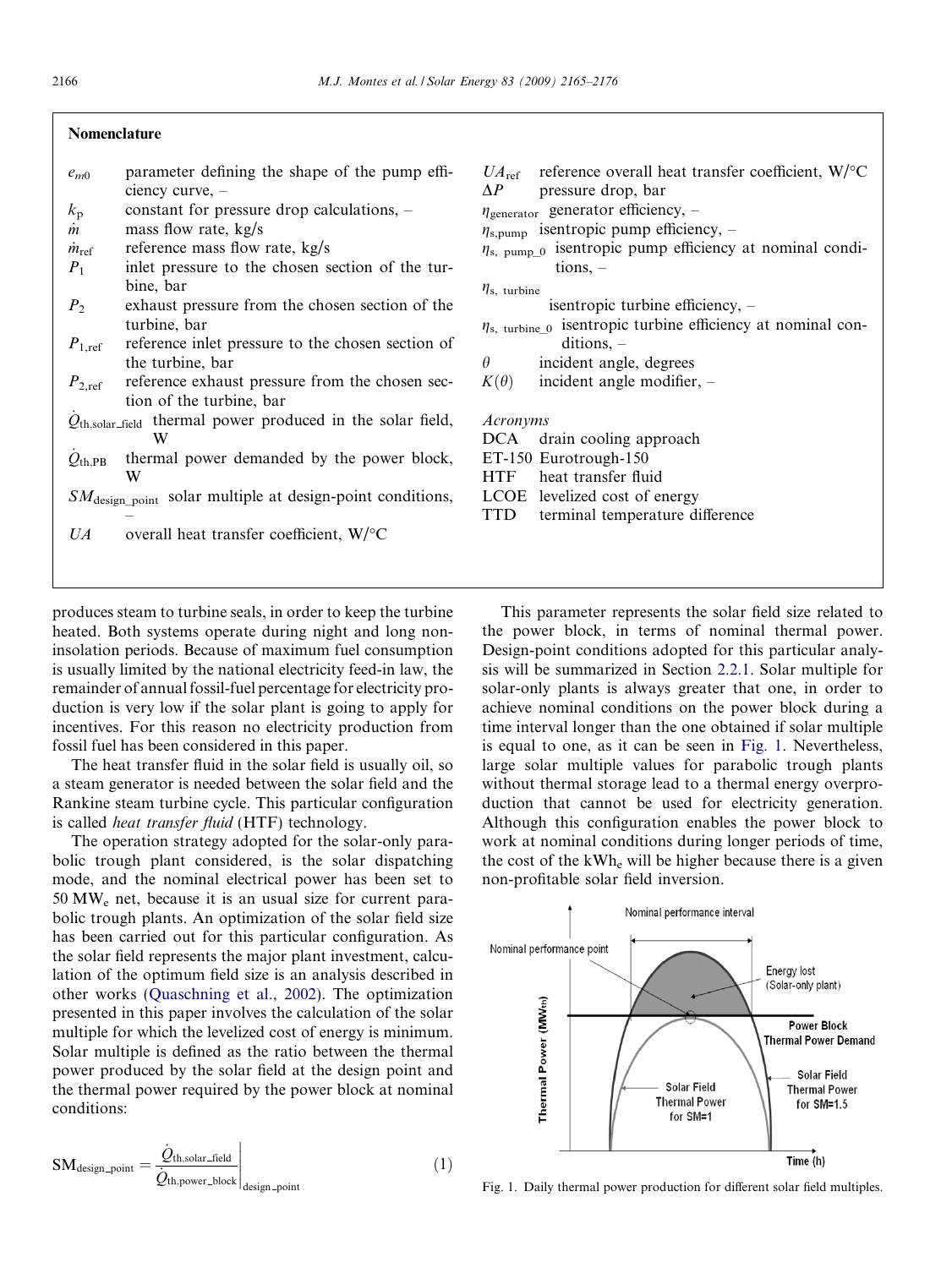## Nomenclature

- $e_{m0}$ parameter defining the shape of the pump efficiency curve, –
- $k_p$ constant for pressure drop calculations, –
- $\dot{m}$ mass flow rate, kg/s
- $\dot{m}_{ref}$ reference mass flow rate, kg/s
- $P_1$ inlet pressure to the chosen section of the turbine, bar
- $P_2$ exhaust pressure from the chosen section of the turbine, bar
- $P_{1,ref}$ reference inlet pressure to the chosen section of the turbine, bar
- $P_{2,ref}$ reference exhaust pressure from the chosen section of the turbine, bar
- $\dot{Q}_{th,solar\_field}$ thermal power produced in the solar field, W
- $\dot{Q}_{th,PB}$ thermal power demanded by the power block, W
- $SM_{design\_point}$ solar multiple at design-point conditions, –
- $UA$ overall heat transfer coefficient, W/°C
- $UA_{ref}$ reference overall heat transfer coefficient, W/°C
- $\Delta P$ pressure drop, bar
- $\eta_{generator}$ generator efficiency, –
- $\eta_{s,pump}$ isentropic pump efficiency, –
- $\eta_{s,\ pump\_0}$ isentropic pump efficiency at nominal conditions, –
- $\eta_{s,\ turbine}$ isentropic turbine efficiency, –
- $\eta_{s,\ turbine\_0}$ isentropic turbine efficiency at nominal conditions, –
- $\theta$ incident angle, degrees
- $K(\theta)$ incident angle modifier, –

*Acronyms*

- DCA drain cooling approach
- ET-150 Eurotrough-150
- HTF heat transfer fluid
- LCOE levelized cost of energy
- TTD terminal temperature difference

produces steam to turbine seals, in order to keep the turbine heated. Both systems operate during night and long non-insolation periods. Because of maximum fuel consumption is usually limited by the national electricity feed-in law, the remainder of annual fossil-fuel percentage for electricity production is very low if the solar plant is going to apply for incentives. For this reason no electricity production from fossil fuel has been considered in this paper.

The heat transfer fluid in the solar field is usually oil, so a steam generator is needed between the solar field and the Rankine steam turbine cycle. This particular configuration is called *heat transfer fluid* (HTF) technology.

The operation strategy adopted for the solar-only parabolic trough plant considered, is the solar dispatching mode, and the nominal electrical power has been set to 50 $MW_e$ net, because it is an usual size for current parabolic trough plants. An optimization of the solar field size has been carried out for this particular configuration. As the solar field represents the major plant investment, calculation of the optimum field size is an analysis described in other works (Quaschning et al., 2002). The optimization presented in this paper involves the calculation of the solar multiple for which the levelized cost of energy is minimum. Solar multiple is defined as the ratio between the thermal power produced by the solar field at the design point and the thermal power required by the power block at nominal conditions:

$$SM_{design\_point} = \left. \frac{\dot{Q}_{th,solar\_field}}{\dot{Q}_{th,power\_block}} \right|_{design\_point} \tag{1}$$

This parameter represents the solar field size related to the power block, in terms of nominal thermal power. Design-point conditions adopted for this particular analysis will be summarized in Section 2.2.1. Solar multiple for solar-only plants is always greater that one, in order to achieve nominal conditions on the power block during a time interval longer than the one obtained if solar multiple is equal to one, as it can be seen in Fig. 1. Nevertheless, large solar multiple values for parabolic trough plants without thermal storage lead to a thermal energy overproduction that cannot be used for electricity generation. Although this configuration enables the power block to work at nominal conditions during longer periods of time, the cost of the $kWh_e$ will be higher because there is a given non-profitable solar field inversion.

Fig. 1. Daily thermal power production for different solar field multiples.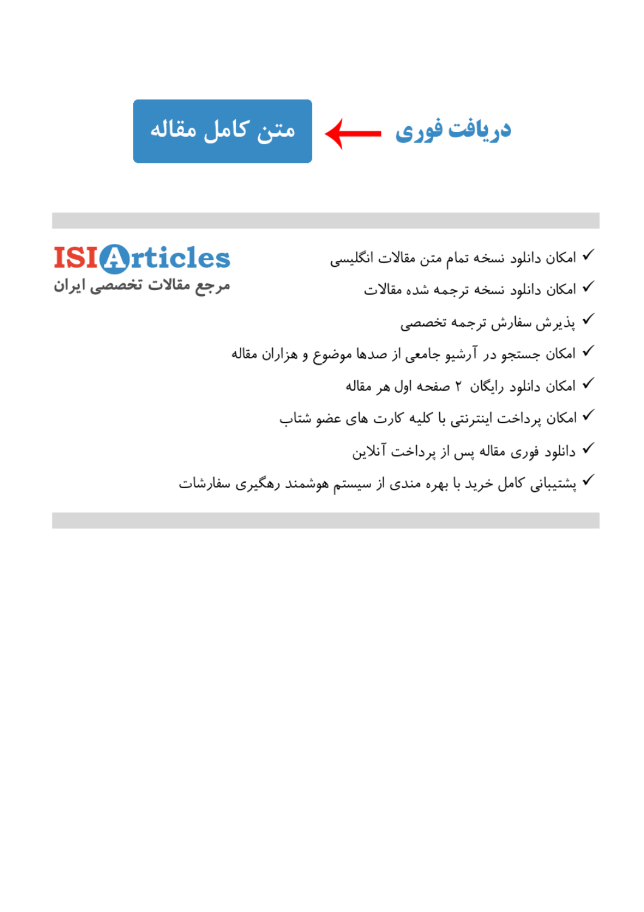دریافت فوری ← **متن کامل مقاله**

**ISIArticles**
مرجع مقالات تخصصی ایران

- ✓ امکان دانلود نسخه تمام متن مقالات انگلیسی
- ✓ امکان دانلود نسخه ترجمه شده مقالات
- ✓ پذیرش سفارش ترجمه تخصصی
- ✓ امکان جستجو در آرشیو جامعی از صدها موضوع و هزاران مقاله
- ✓ امکان دانلود رایگان ۲ صفحه اول هر مقاله
- ✓ امکان پرداخت اینترنتی با کلیه کارت های عضو شتاب
- ✓ دانلود فوری مقاله پس از پرداخت آنلاین
- ✓ پشتیبانی کامل خرید با بهره مندی از سیستم هوشمند رهگیری سفارشات